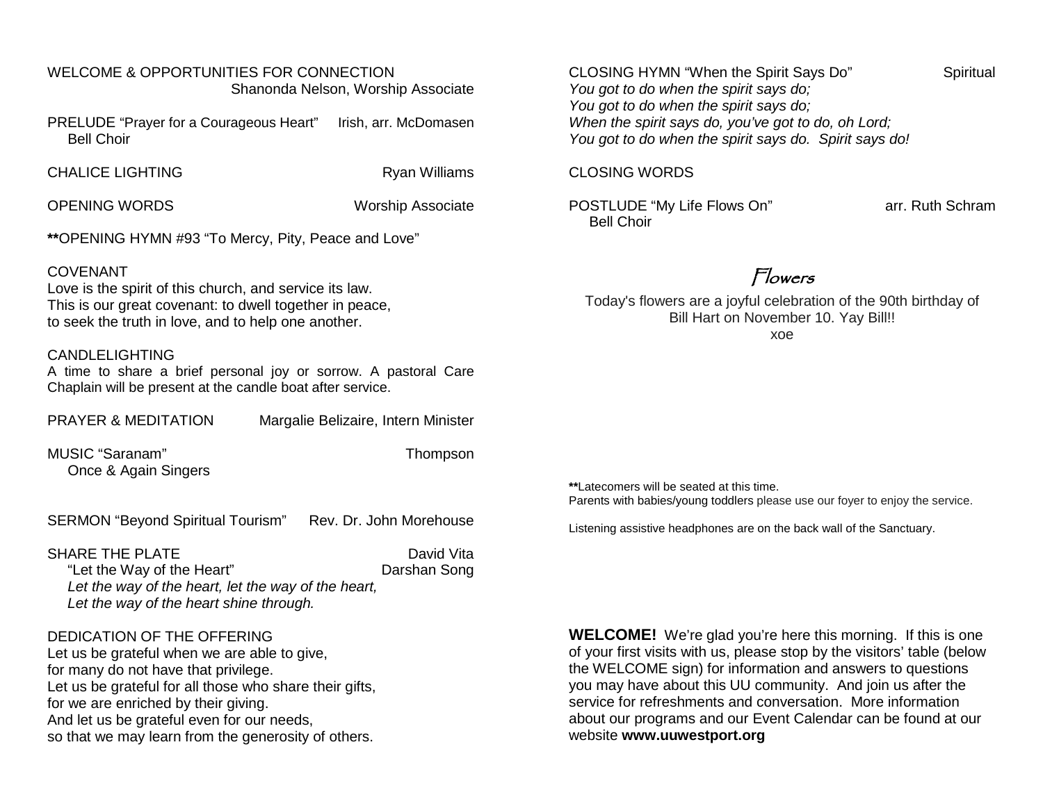WELCOME & OPPORTUNITIES FOR CONNECTION
Shanonda Nelson, Worship Associate

PRELUDE "Prayer for a Courageous Heart" Irish, arr. McDomasen
Bell Choir

CHALICE LIGHTING Ryan Williams

OPENING WORDS Worship Associate

**OPENING HYMN #93 "To Mercy, Pity, Peace and Love"

COVENANT
Love is the spirit of this church, and service its law.
This is our great covenant: to dwell together in peace,
to seek the truth in love, and to help one another.

CANDLELIGHTING
A time to share a brief personal joy or sorrow. A pastoral Care Chaplain will be present at the candle boat after service.

PRAYER & MEDITATION Margalie Belizaire, Intern Minister

MUSIC "Saranam" Thompson
Once & Again Singers

SERMON "Beyond Spiritual Tourism" Rev. Dr. John Morehouse

SHARE THE PLATE David Vita
"Let the Way of the Heart" Darshan Song
*Let the way of the heart, let the way of the heart,*
*Let the way of the heart shine through.*

DEDICATION OF THE OFFERING
Let us be grateful when we are able to give,
for many do not have that privilege.
Let us be grateful for all those who share their gifts,
for we are enriched by their giving.
And let us be grateful even for our needs,
so that we may learn from the generosity of others.

CLOSING HYMN "When the Spirit Says Do" Spiritual
*You got to do when the spirit says do;*
*You got to do when the spirit says do;*
*When the spirit says do, you've got to do, oh Lord;*
*You got to do when the spirit says do. Spirit says do!*

CLOSING WORDS

POSTLUDE "My Life Flows On" arr. Ruth Schram
Bell Choir

## *Flowers*

Today's flowers are a joyful celebration of the 90th birthday of Bill Hart on November 10. Yay Bill!!
xoe

**Latecomers will be seated at this time.
Parents with babies/young toddlers please use our foyer to enjoy the service.

Listening assistive headphones are on the back wall of the Sanctuary.

**WELCOME!** We're glad you're here this morning. If this is one of your first visits with us, please stop by the visitors' table (below the WELCOME sign) for information and answers to questions you may have about this UU community. And join us after the service for refreshments and conversation. More information about our programs and our Event Calendar can be found at our website **www.uuwestport.org**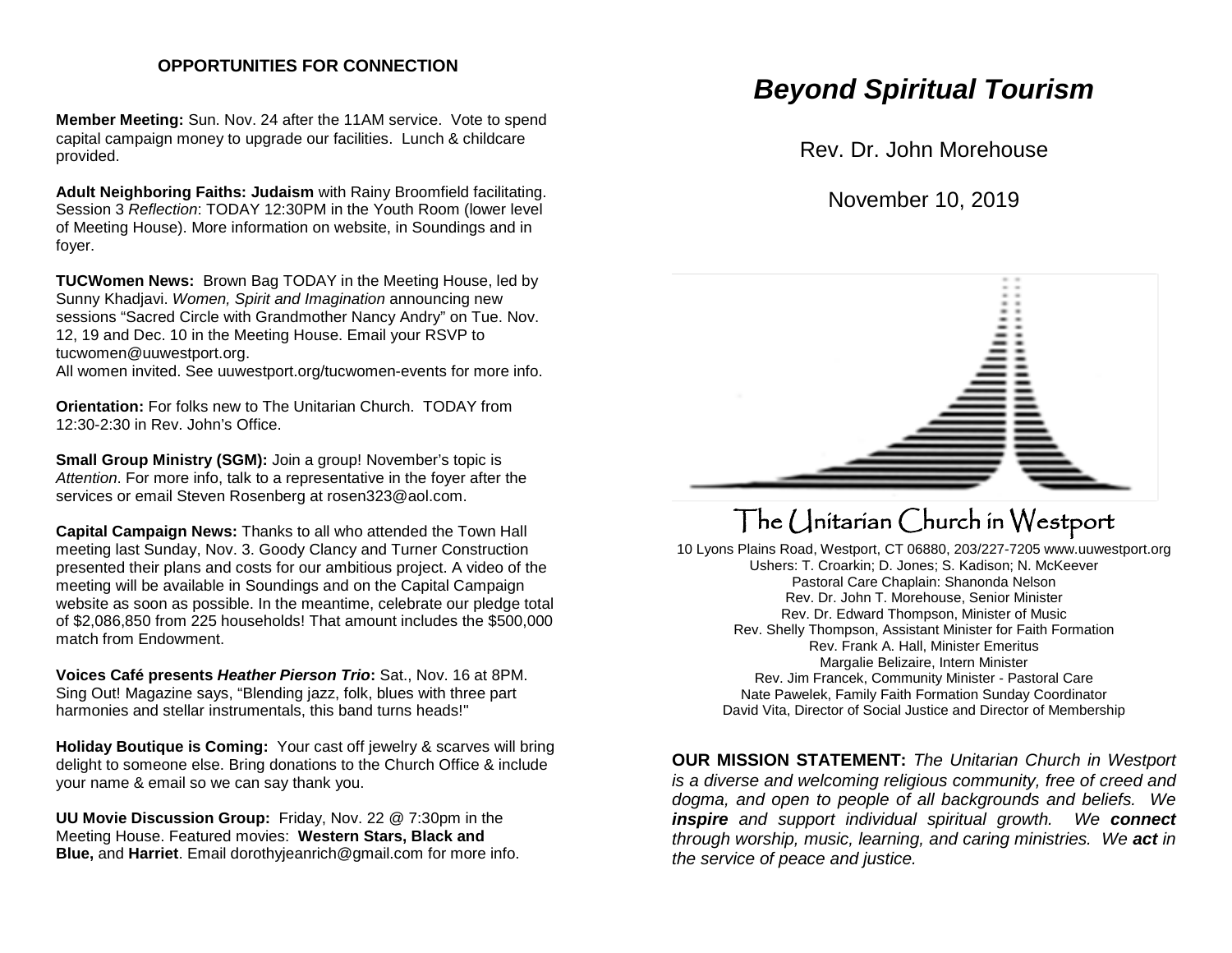## OPPORTUNITIES FOR CONNECTION

**Member Meeting:** Sun. Nov. 24 after the 11AM service. Vote to spend capital campaign money to upgrade our facilities. Lunch & childcare provided.

**Adult Neighboring Faiths: Judaism** with Rainy Broomfield facilitating. Session 3 *Reflection*: TODAY 12:30PM in the Youth Room (lower level of Meeting House). More information on website, in Soundings and in foyer.

**TUCWomen News:** Brown Bag TODAY in the Meeting House, led by Sunny Khadjavi. *Women, Spirit and Imagination* announcing new sessions "Sacred Circle with Grandmother Nancy Andry" on Tue. Nov. 12, 19 and Dec. 10 in the Meeting House. Email your RSVP to tucwomen@uuwestport.org.
All women invited. See uuwestport.org/tucwomen-events for more info.

**Orientation:** For folks new to The Unitarian Church. TODAY from 12:30-2:30 in Rev. John's Office.

**Small Group Ministry (SGM):** Join a group! November's topic is *Attention*. For more info, talk to a representative in the foyer after the services or email Steven Rosenberg at rosen323@aol.com.

**Capital Campaign News:** Thanks to all who attended the Town Hall meeting last Sunday, Nov. 3. Goody Clancy and Turner Construction presented their plans and costs for our ambitious project. A video of the meeting will be available in Soundings and on the Capital Campaign website as soon as possible. In the meantime, celebrate our pledge total of $2,086,850 from 225 households! That amount includes the $500,000 match from Endowment.

**Voices Café presents *Heather Pierson Trio*:** Sat., Nov. 16 at 8PM. Sing Out! Magazine says, "Blending jazz, folk, blues with three part harmonies and stellar instrumentals, this band turns heads!"

**Holiday Boutique is Coming:** Your cast off jewelry & scarves will bring delight to someone else. Bring donations to the Church Office & include your name & email so we can say thank you.

**UU Movie Discussion Group:** Friday, Nov. 22 @ 7:30pm in the Meeting House. Featured movies: **Western Stars, Black and Blue,** and **Harriet**. Email dorothyjeanrich@gmail.com for more info.

# *Beyond Spiritual Tourism*

Rev. Dr. John Morehouse

November 10, 2019

## The Unitarian Church in Westport

10 Lyons Plains Road, Westport, CT 06880, 203/227-7205 www.uuwestport.org
Ushers: T. Croarkin; D. Jones; S. Kadison; N. McKeever
Pastoral Care Chaplain: Shanonda Nelson
Rev. Dr. John T. Morehouse, Senior Minister
Rev. Dr. Edward Thompson, Minister of Music
Rev. Shelly Thompson, Assistant Minister for Faith Formation
Rev. Frank A. Hall, Minister Emeritus
Margalie Belizaire, Intern Minister
Rev. Jim Francek, Community Minister - Pastoral Care
Nate Pawelek, Family Faith Formation Sunday Coordinator
David Vita, Director of Social Justice and Director of Membership

**OUR MISSION STATEMENT:** *The Unitarian Church in Westport is a diverse and welcoming religious community, free of creed and dogma, and open to people of all backgrounds and beliefs. We **inspire** and support individual spiritual growth. We **connect** through worship, music, learning, and caring ministries. We **act** in the service of peace and justice.*